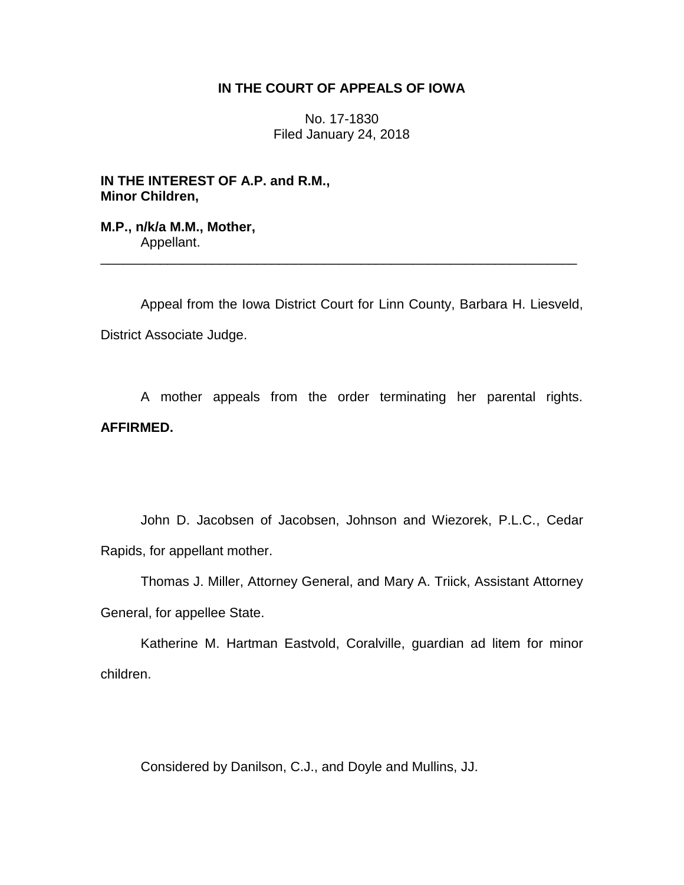**IN THE COURT OF APPEALS OF IOWA**

No. 17-1830
Filed January 24, 2018

**IN THE INTEREST OF A.P. and R.M., Minor Children,**

**M.P., n/k/a M.M., Mother,**
Appellant.

---

Appeal from the Iowa District Court for Linn County, Barbara H. Liesveld, District Associate Judge.

A mother appeals from the order terminating her parental rights. **AFFIRMED.**

John D. Jacobsen of Jacobsen, Johnson and Wiezorek, P.L.C., Cedar Rapids, for appellant mother.

Thomas J. Miller, Attorney General, and Mary A. Triick, Assistant Attorney General, for appellee State.

Katherine M. Hartman Eastvold, Coralville, guardian ad litem for minor children.

Considered by Danilson, C.J., and Doyle and Mullins, JJ.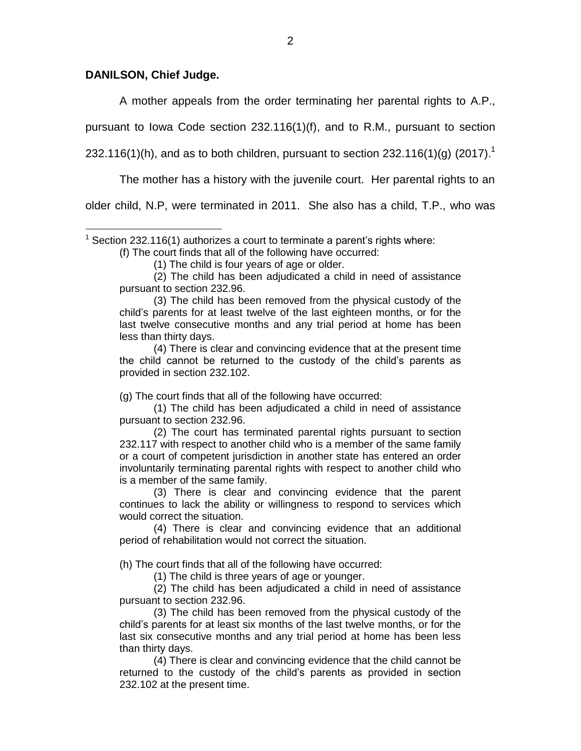**DANILSON, Chief Judge.**

A mother appeals from the order terminating her parental rights to A.P., pursuant to Iowa Code section 232.116(1)(f), and to R.M., pursuant to section 232.116(1)(h), and as to both children, pursuant to section 232.116(1)(g) (2017).[1]

The mother has a history with the juvenile court. Her parental rights to an older child, N.P, were terminated in 2011. She also has a child, T.P., who was

---

[1] Section 232.116(1) authorizes a court to terminate a parent's rights where:

> (f) The court finds that all of the following have occurred:
>
> (1) The child is four years of age or older.
>
> (2) The child has been adjudicated a child in need of assistance pursuant to section 232.96.
>
> (3) The child has been removed from the physical custody of the child's parents for at least twelve of the last eighteen months, or for the last twelve consecutive months and any trial period at home has been less than thirty days.
>
> (4) There is clear and convincing evidence that at the present time the child cannot be returned to the custody of the child's parents as provided in section 232.102.
>
> (g) The court finds that all of the following have occurred:
>
> (1) The child has been adjudicated a child in need of assistance pursuant to section 232.96.
>
> (2) The court has terminated parental rights pursuant to section 232.117 with respect to another child who is a member of the same family or a court of competent jurisdiction in another state has entered an order involuntarily terminating parental rights with respect to another child who is a member of the same family.
>
> (3) There is clear and convincing evidence that the parent continues to lack the ability or willingness to respond to services which would correct the situation.
>
> (4) There is clear and convincing evidence that an additional period of rehabilitation would not correct the situation.
>
> (h) The court finds that all of the following have occurred:
>
> (1) The child is three years of age or younger.
>
> (2) The child has been adjudicated a child in need of assistance pursuant to section 232.96.
>
> (3) The child has been removed from the physical custody of the child's parents for at least six months of the last twelve months, or for the last six consecutive months and any trial period at home has been less than thirty days.
>
> (4) There is clear and convincing evidence that the child cannot be returned to the custody of the child's parents as provided in section 232.102 at the present time.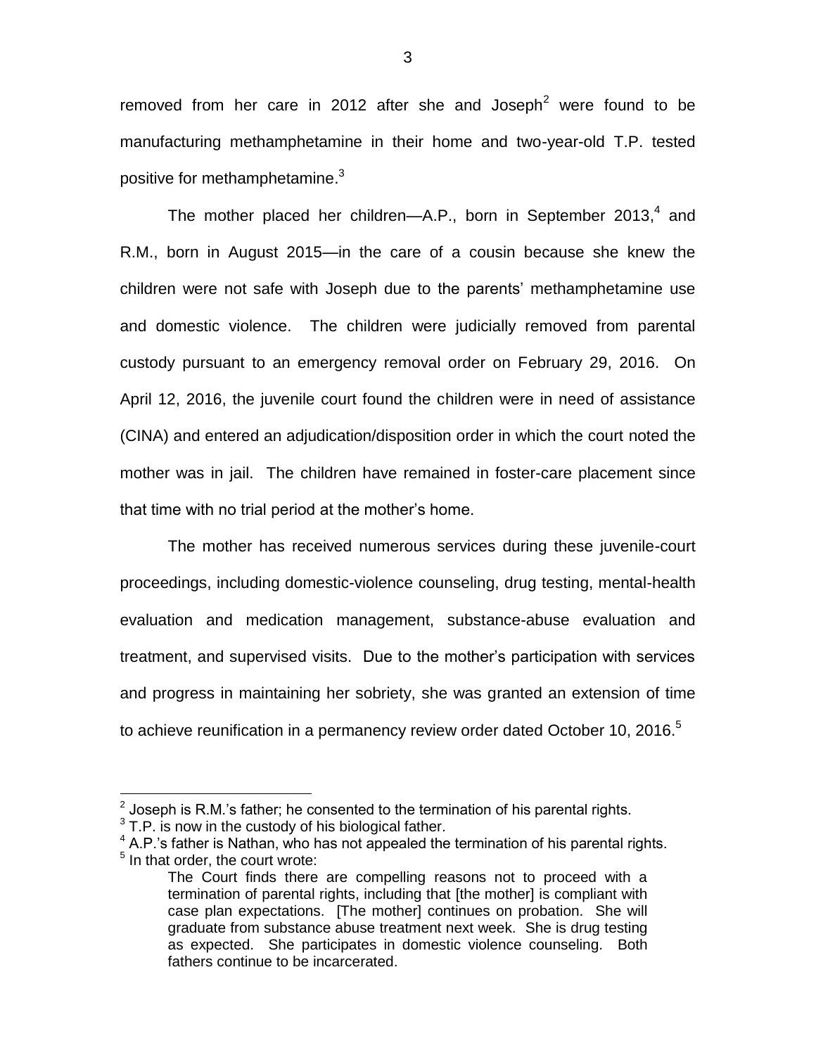removed from her care in 2012 after she and Joseph[2] were found to be manufacturing methamphetamine in their home and two-year-old T.P. tested positive for methamphetamine.[3]

The mother placed her children—A.P., born in September 2013,[4] and R.M., born in August 2015—in the care of a cousin because she knew the children were not safe with Joseph due to the parents' methamphetamine use and domestic violence. The children were judicially removed from parental custody pursuant to an emergency removal order on February 29, 2016. On April 12, 2016, the juvenile court found the children were in need of assistance (CINA) and entered an adjudication/disposition order in which the court noted the mother was in jail. The children have remained in foster-care placement since that time with no trial period at the mother's home.

The mother has received numerous services during these juvenile-court proceedings, including domestic-violence counseling, drug testing, mental-health evaluation and medication management, substance-abuse evaluation and treatment, and supervised visits. Due to the mother's participation with services and progress in maintaining her sobriety, she was granted an extension of time to achieve reunification in a permanency review order dated October 10, 2016.[5]

---

[2] Joseph is R.M.'s father; he consented to the termination of his parental rights.

[3] T.P. is now in the custody of his biological father.

[4] A.P.'s father is Nathan, who has not appealed the termination of his parental rights.

[5] In that order, the court wrote:

> The Court finds there are compelling reasons not to proceed with a termination of parental rights, including that [the mother] is compliant with case plan expectations. [The mother] continues on probation. She will graduate from substance abuse treatment next week. She is drug testing as expected. She participates in domestic violence counseling. Both fathers continue to be incarcerated.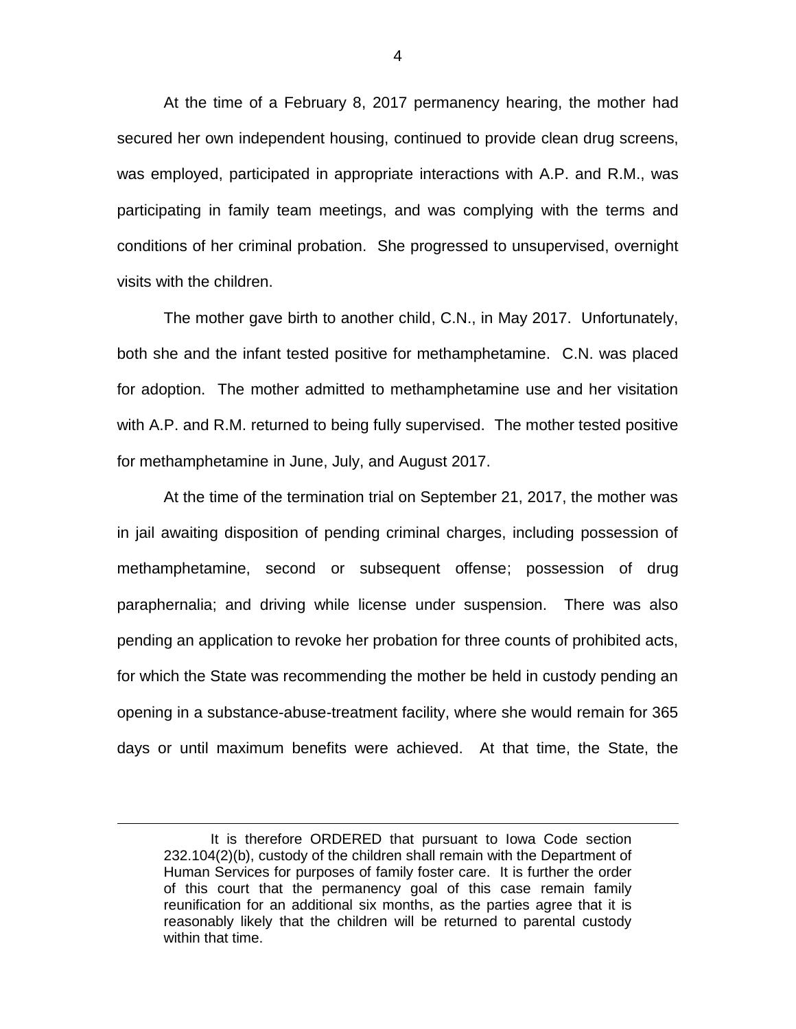At the time of a February 8, 2017 permanency hearing, the mother had secured her own independent housing, continued to provide clean drug screens, was employed, participated in appropriate interactions with A.P. and R.M., was participating in family team meetings, and was complying with the terms and conditions of her criminal probation. She progressed to unsupervised, overnight visits with the children.

The mother gave birth to another child, C.N., in May 2017. Unfortunately, both she and the infant tested positive for methamphetamine. C.N. was placed for adoption. The mother admitted to methamphetamine use and her visitation with A.P. and R.M. returned to being fully supervised. The mother tested positive for methamphetamine in June, July, and August 2017.

At the time of the termination trial on September 21, 2017, the mother was in jail awaiting disposition of pending criminal charges, including possession of methamphetamine, second or subsequent offense; possession of drug paraphernalia; and driving while license under suspension. There was also pending an application to revoke her probation for three counts of prohibited acts, for which the State was recommending the mother be held in custody pending an opening in a substance-abuse-treatment facility, where she would remain for 365 days or until maximum benefits were achieved. At that time, the State, the

> It is therefore ORDERED that pursuant to Iowa Code section 232.104(2)(b), custody of the children shall remain with the Department of Human Services for purposes of family foster care. It is further the order of this court that the permanency goal of this case remain family reunification for an additional six months, as the parties agree that it is reasonably likely that the children will be returned to parental custody within that time.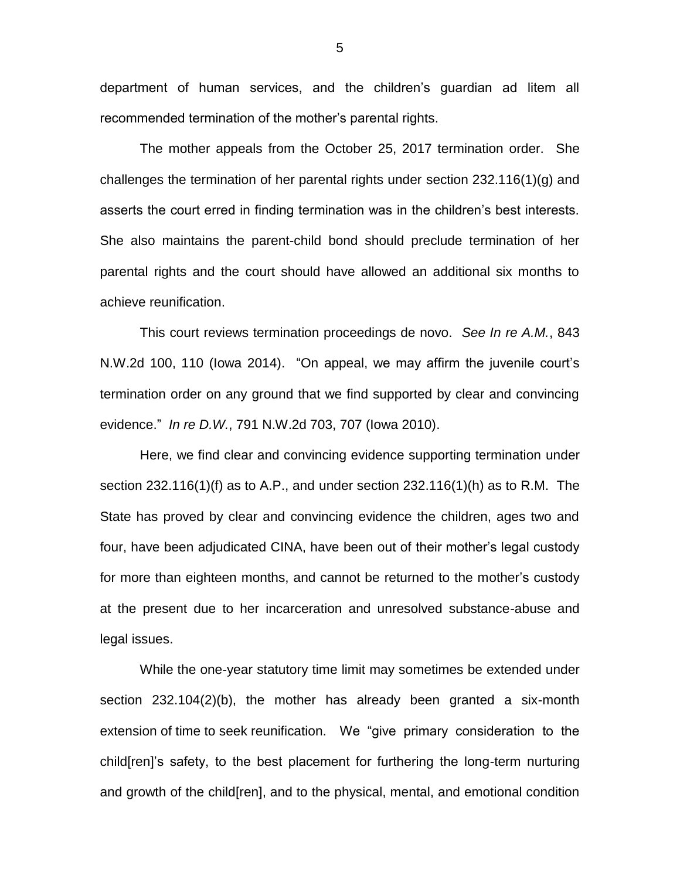department of human services, and the children's guardian ad litem all recommended termination of the mother's parental rights.

The mother appeals from the October 25, 2017 termination order. She challenges the termination of her parental rights under section 232.116(1)(g) and asserts the court erred in finding termination was in the children's best interests. She also maintains the parent-child bond should preclude termination of her parental rights and the court should have allowed an additional six months to achieve reunification.

This court reviews termination proceedings de novo. *See In re A.M.*, 843 N.W.2d 100, 110 (Iowa 2014). "On appeal, we may affirm the juvenile court's termination order on any ground that we find supported by clear and convincing evidence." *In re D.W.*, 791 N.W.2d 703, 707 (Iowa 2010).

Here, we find clear and convincing evidence supporting termination under section 232.116(1)(f) as to A.P., and under section 232.116(1)(h) as to R.M. The State has proved by clear and convincing evidence the children, ages two and four, have been adjudicated CINA, have been out of their mother's legal custody for more than eighteen months, and cannot be returned to the mother's custody at the present due to her incarceration and unresolved substance-abuse and legal issues.

While the one-year statutory time limit may sometimes be extended under section 232.104(2)(b), the mother has already been granted a six-month extension of time to seek reunification. We "give primary consideration to the child[ren]'s safety, to the best placement for furthering the long-term nurturing and growth of the child[ren], and to the physical, mental, and emotional condition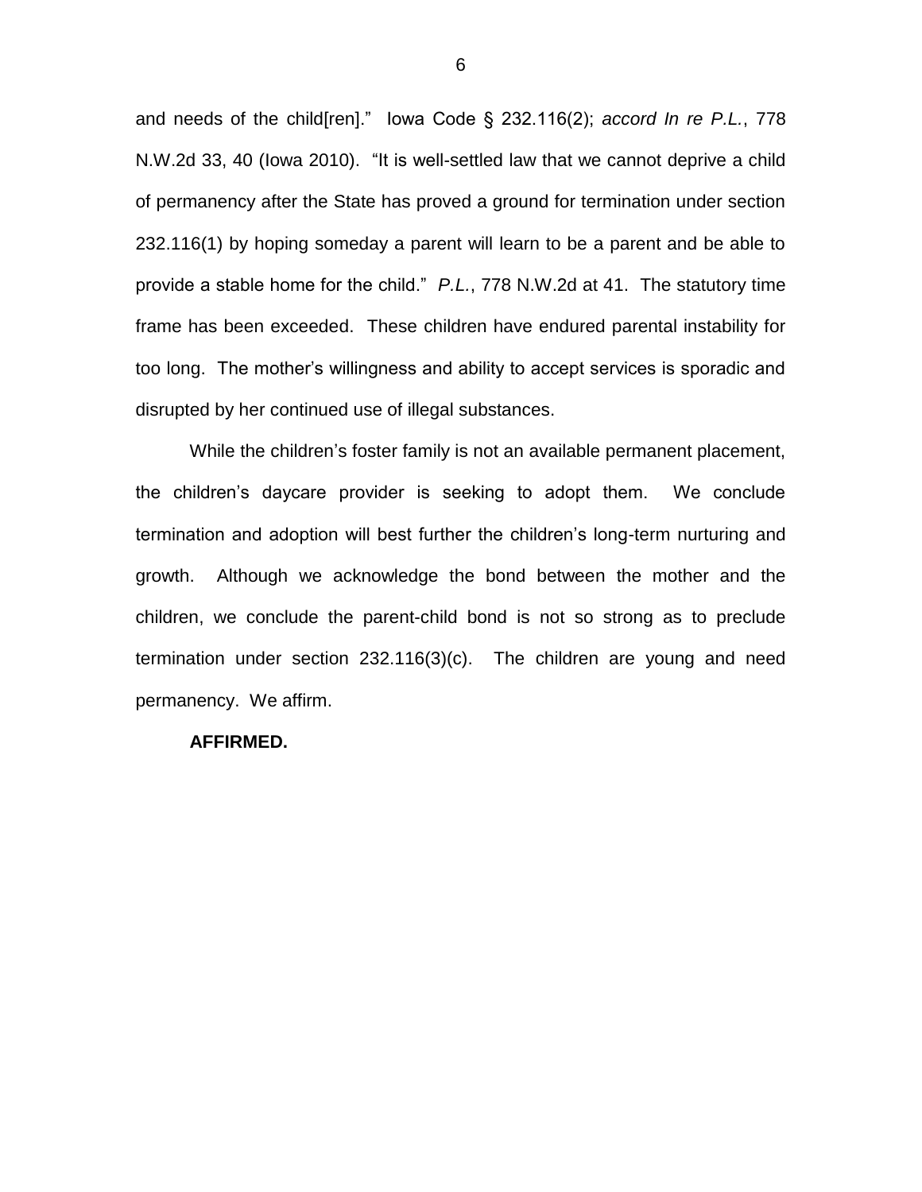and needs of the child[ren]." Iowa Code § 232.116(2); *accord In re P.L.*, 778 N.W.2d 33, 40 (Iowa 2010). "It is well-settled law that we cannot deprive a child of permanency after the State has proved a ground for termination under section 232.116(1) by hoping someday a parent will learn to be a parent and be able to provide a stable home for the child." *P.L.*, 778 N.W.2d at 41. The statutory time frame has been exceeded. These children have endured parental instability for too long. The mother's willingness and ability to accept services is sporadic and disrupted by her continued use of illegal substances.

While the children's foster family is not an available permanent placement, the children's daycare provider is seeking to adopt them. We conclude termination and adoption will best further the children's long-term nurturing and growth. Although we acknowledge the bond between the mother and the children, we conclude the parent-child bond is not so strong as to preclude termination under section 232.116(3)(c). The children are young and need permanency. We affirm.

**AFFIRMED.**